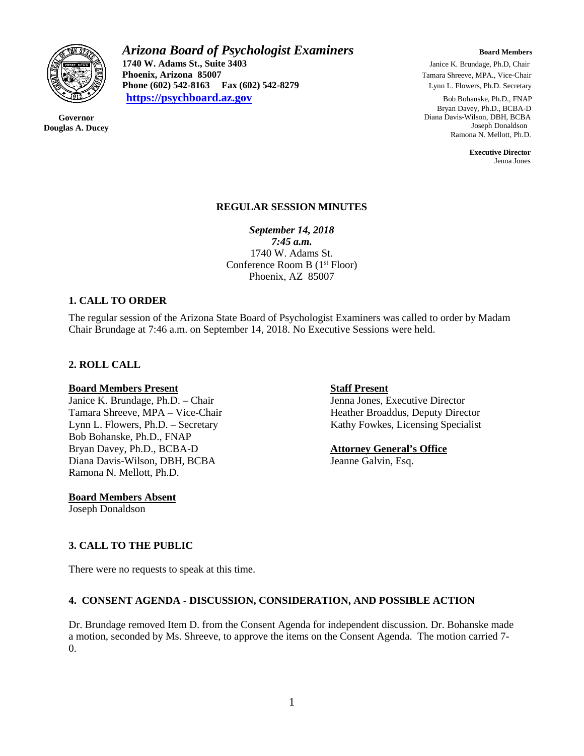# Arizona Board of Psychologist Examiners

**1740 W. Adams St., Suite 3403**
**Phoenix, Arizona 85007**
**Phone (602) 542-8163 Fax (602) 542-8279**
**https://psychboard.az.gov**

**Governor**
**Douglas A. Ducey**

**Board Members**
Janice K. Brundage, Ph.D, Chair
Tamara Shreeve, MPA., Vice-Chair
Lynn L. Flowers, Ph.D. Secretary
Bob Bohanske, Ph.D., FNAP
Bryan Davey, Ph.D., BCBA-D
Diana Davis-Wilson, DBH, BCBA
Joseph Donaldson
Ramona N. Mellott, Ph.D.

**Executive Director**
Jenna Jones

## REGULAR SESSION MINUTES

***September 14, 2018***
***7:45 a.m.***
1740 W. Adams St.
Conference Room B (1st Floor)
Phoenix, AZ 85007

### 1. CALL TO ORDER

The regular session of the Arizona State Board of Psychologist Examiners was called to order by Madam Chair Brundage at 7:46 a.m. on September 14, 2018. No Executive Sessions were held.

### 2. ROLL CALL

**Board Members Present**
Janice K. Brundage, Ph.D. – Chair
Tamara Shreeve, MPA – Vice-Chair
Lynn L. Flowers, Ph.D. – Secretary
Bob Bohanske, Ph.D., FNAP
Bryan Davey, Ph.D., BCBA-D
Diana Davis-Wilson, DBH, BCBA
Ramona N. Mellott, Ph.D.

**Board Members Absent**
Joseph Donaldson

**Staff Present**
Jenna Jones, Executive Director
Heather Broaddus, Deputy Director
Kathy Fowkes, Licensing Specialist

**Attorney General's Office**
Jeanne Galvin, Esq.

### 3. CALL TO THE PUBLIC

There were no requests to speak at this time.

### 4. CONSENT AGENDA - DISCUSSION, CONSIDERATION, AND POSSIBLE ACTION

Dr. Brundage removed Item D. from the Consent Agenda for independent discussion. Dr. Bohanske made a motion, seconded by Ms. Shreeve, to approve the items on the Consent Agenda. The motion carried 7-0.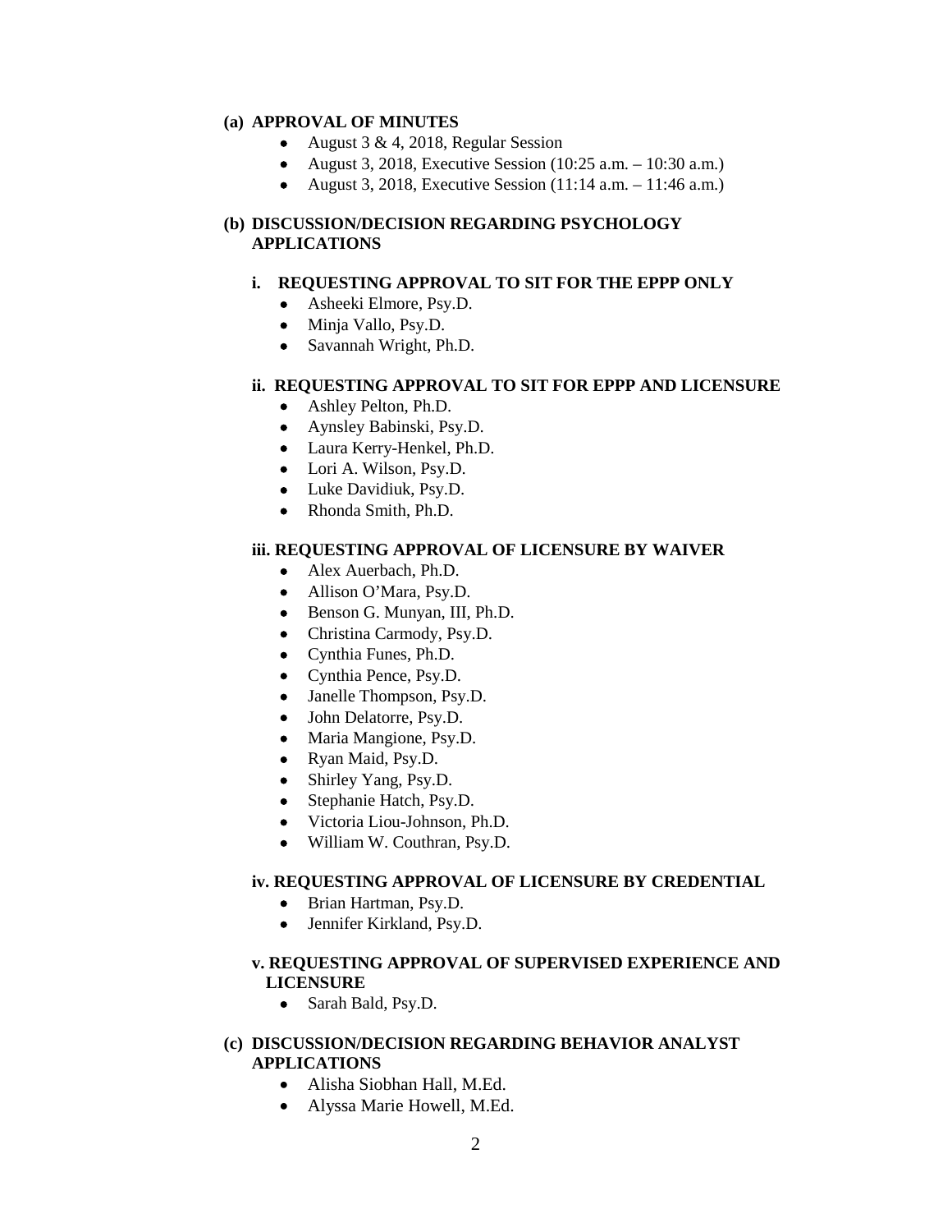**(a) APPROVAL OF MINUTES**

- August 3 & 4, 2018, Regular Session
- August 3, 2018, Executive Session (10:25 a.m. – 10:30 a.m.)
- August 3, 2018, Executive Session (11:14 a.m. – 11:46 a.m.)

**(b) DISCUSSION/DECISION REGARDING PSYCHOLOGY APPLICATIONS**

**i. REQUESTING APPROVAL TO SIT FOR THE EPPP ONLY**

- Asheeki Elmore, Psy.D.
- Minja Vallo, Psy.D.
- Savannah Wright, Ph.D.

**ii. REQUESTING APPROVAL TO SIT FOR EPPP AND LICENSURE**

- Ashley Pelton, Ph.D.
- Aynsley Babinski, Psy.D.
- Laura Kerry-Henkel, Ph.D.
- Lori A. Wilson, Psy.D.
- Luke Davidiuk, Psy.D.
- Rhonda Smith, Ph.D.

**iii. REQUESTING APPROVAL OF LICENSURE BY WAIVER**

- Alex Auerbach, Ph.D.
- Allison O'Mara, Psy.D.
- Benson G. Munyan, III, Ph.D.
- Christina Carmody, Psy.D.
- Cynthia Funes, Ph.D.
- Cynthia Pence, Psy.D.
- Janelle Thompson, Psy.D.
- John Delatorre, Psy.D.
- Maria Mangione, Psy.D.
- Ryan Maid, Psy.D.
- Shirley Yang, Psy.D.
- Stephanie Hatch, Psy.D.
- Victoria Liou-Johnson, Ph.D.
- William W. Couthran, Psy.D.

**iv. REQUESTING APPROVAL OF LICENSURE BY CREDENTIAL**

- Brian Hartman, Psy.D.
- Jennifer Kirkland, Psy.D.

**v. REQUESTING APPROVAL OF SUPERVISED EXPERIENCE AND LICENSURE**

- Sarah Bald, Psy.D.

**(c) DISCUSSION/DECISION REGARDING BEHAVIOR ANALYST APPLICATIONS**

- Alisha Siobhan Hall, M.Ed.
- Alyssa Marie Howell, M.Ed.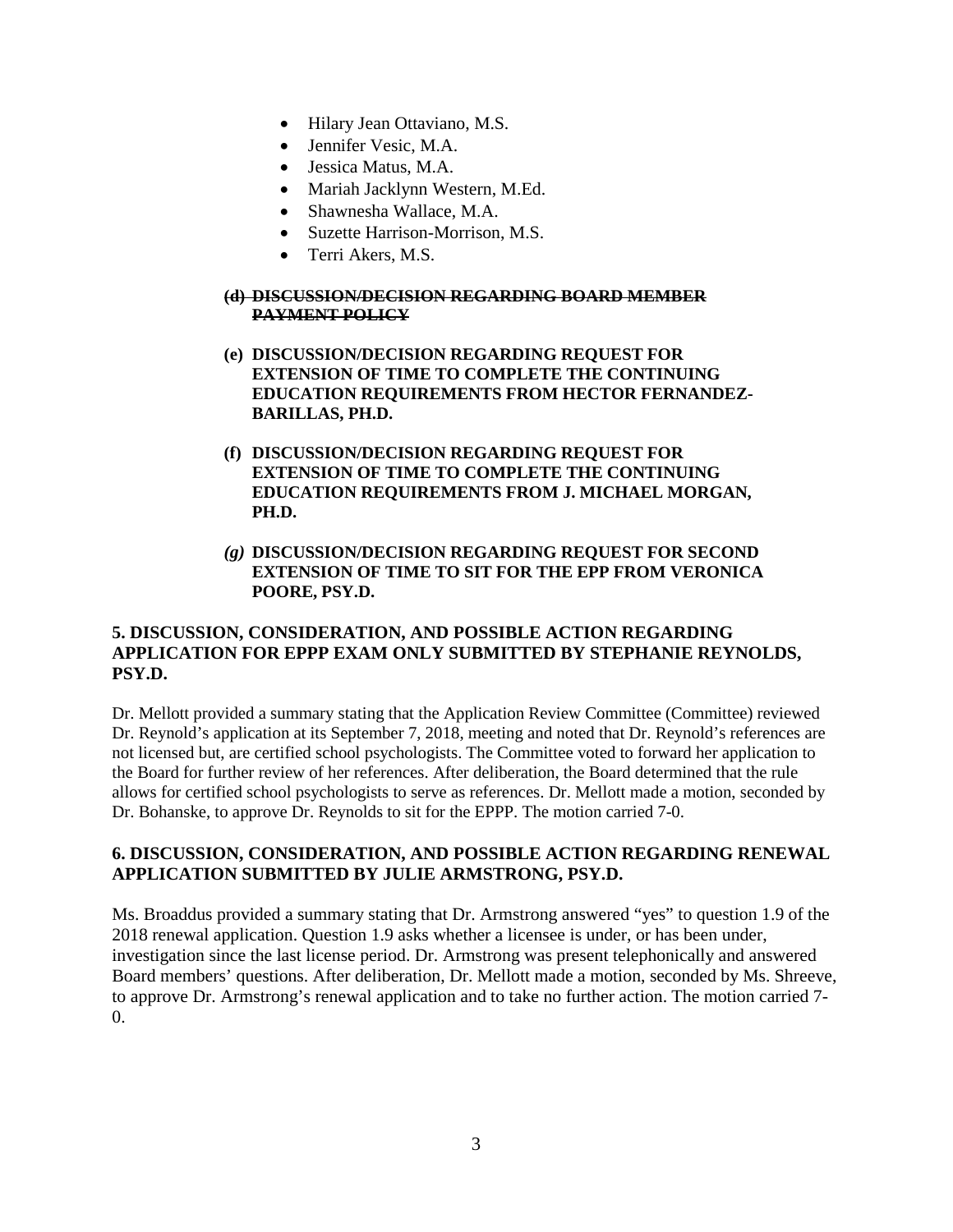- Hilary Jean Ottaviano, M.S.
- Jennifer Vesic, M.A.
- Jessica Matus, M.A.
- Mariah Jacklynn Western, M.Ed.
- Shawnesha Wallace, M.A.
- Suzette Harrison-Morrison, M.S.
- Terri Akers, M.S.

**~~(d) DISCUSSION/DECISION REGARDING BOARD MEMBER PAYMENT POLICY~~**

**(e) DISCUSSION/DECISION REGARDING REQUEST FOR EXTENSION OF TIME TO COMPLETE THE CONTINUING EDUCATION REQUIREMENTS FROM HECTOR FERNANDEZ-BARILLAS, PH.D.**

**(f) DISCUSSION/DECISION REGARDING REQUEST FOR EXTENSION OF TIME TO COMPLETE THE CONTINUING EDUCATION REQUIREMENTS FROM J. MICHAEL MORGAN, PH.D.**

***(g)* DISCUSSION/DECISION REGARDING REQUEST FOR SECOND EXTENSION OF TIME TO SIT FOR THE EPP FROM VERONICA POORE, PSY.D.**

**5. DISCUSSION, CONSIDERATION, AND POSSIBLE ACTION REGARDING APPLICATION FOR EPPP EXAM ONLY SUBMITTED BY STEPHANIE REYNOLDS, PSY.D.**

Dr. Mellott provided a summary stating that the Application Review Committee (Committee) reviewed Dr. Reynold's application at its September 7, 2018, meeting and noted that Dr. Reynold's references are not licensed but, are certified school psychologists. The Committee voted to forward her application to the Board for further review of her references. After deliberation, the Board determined that the rule allows for certified school psychologists to serve as references. Dr. Mellott made a motion, seconded by Dr. Bohanske, to approve Dr. Reynolds to sit for the EPPP. The motion carried 7-0.

**6. DISCUSSION, CONSIDERATION, AND POSSIBLE ACTION REGARDING RENEWAL APPLICATION SUBMITTED BY JULIE ARMSTRONG, PSY.D.**

Ms. Broaddus provided a summary stating that Dr. Armstrong answered "yes" to question 1.9 of the 2018 renewal application. Question 1.9 asks whether a licensee is under, or has been under, investigation since the last license period. Dr. Armstrong was present telephonically and answered Board members' questions. After deliberation, Dr. Mellott made a motion, seconded by Ms. Shreeve, to approve Dr. Armstrong's renewal application and to take no further action. The motion carried 7-0.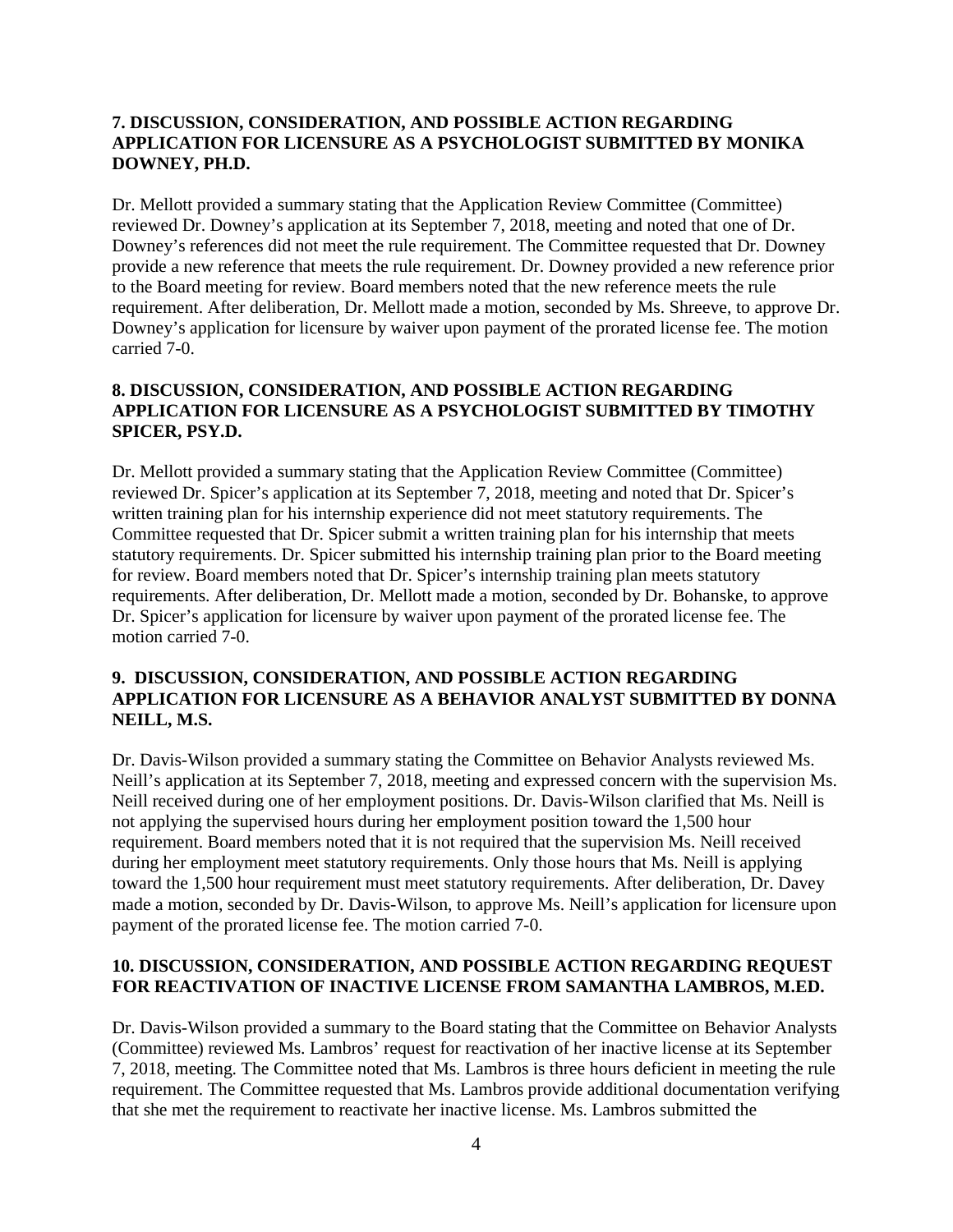**7. DISCUSSION, CONSIDERATION, AND POSSIBLE ACTION REGARDING APPLICATION FOR LICENSURE AS A PSYCHOLOGIST SUBMITTED BY MONIKA DOWNEY, PH.D.**

Dr. Mellott provided a summary stating that the Application Review Committee (Committee) reviewed Dr. Downey's application at its September 7, 2018, meeting and noted that one of Dr. Downey's references did not meet the rule requirement. The Committee requested that Dr. Downey provide a new reference that meets the rule requirement. Dr. Downey provided a new reference prior to the Board meeting for review. Board members noted that the new reference meets the rule requirement. After deliberation, Dr. Mellott made a motion, seconded by Ms. Shreeve, to approve Dr. Downey's application for licensure by waiver upon payment of the prorated license fee. The motion carried 7-0.

**8. DISCUSSION, CONSIDERATION, AND POSSIBLE ACTION REGARDING APPLICATION FOR LICENSURE AS A PSYCHOLOGIST SUBMITTED BY TIMOTHY SPICER, PSY.D.**

Dr. Mellott provided a summary stating that the Application Review Committee (Committee) reviewed Dr. Spicer's application at its September 7, 2018, meeting and noted that Dr. Spicer's written training plan for his internship experience did not meet statutory requirements. The Committee requested that Dr. Spicer submit a written training plan for his internship that meets statutory requirements. Dr. Spicer submitted his internship training plan prior to the Board meeting for review. Board members noted that Dr. Spicer's internship training plan meets statutory requirements. After deliberation, Dr. Mellott made a motion, seconded by Dr. Bohanske, to approve Dr. Spicer's application for licensure by waiver upon payment of the prorated license fee. The motion carried 7-0.

**9. DISCUSSION, CONSIDERATION, AND POSSIBLE ACTION REGARDING APPLICATION FOR LICENSURE AS A BEHAVIOR ANALYST SUBMITTED BY DONNA NEILL, M.S.**

Dr. Davis-Wilson provided a summary stating the Committee on Behavior Analysts reviewed Ms. Neill's application at its September 7, 2018, meeting and expressed concern with the supervision Ms. Neill received during one of her employment positions. Dr. Davis-Wilson clarified that Ms. Neill is not applying the supervised hours during her employment position toward the 1,500 hour requirement. Board members noted that it is not required that the supervision Ms. Neill received during her employment meet statutory requirements. Only those hours that Ms. Neill is applying toward the 1,500 hour requirement must meet statutory requirements. After deliberation, Dr. Davey made a motion, seconded by Dr. Davis-Wilson, to approve Ms. Neill's application for licensure upon payment of the prorated license fee. The motion carried 7-0.

**10. DISCUSSION, CONSIDERATION, AND POSSIBLE ACTION REGARDING REQUEST FOR REACTIVATION OF INACTIVE LICENSE FROM SAMANTHA LAMBROS, M.ED.**

Dr. Davis-Wilson provided a summary to the Board stating that the Committee on Behavior Analysts (Committee) reviewed Ms. Lambros' request for reactivation of her inactive license at its September 7, 2018, meeting. The Committee noted that Ms. Lambros is three hours deficient in meeting the rule requirement. The Committee requested that Ms. Lambros provide additional documentation verifying that she met the requirement to reactivate her inactive license. Ms. Lambros submitted the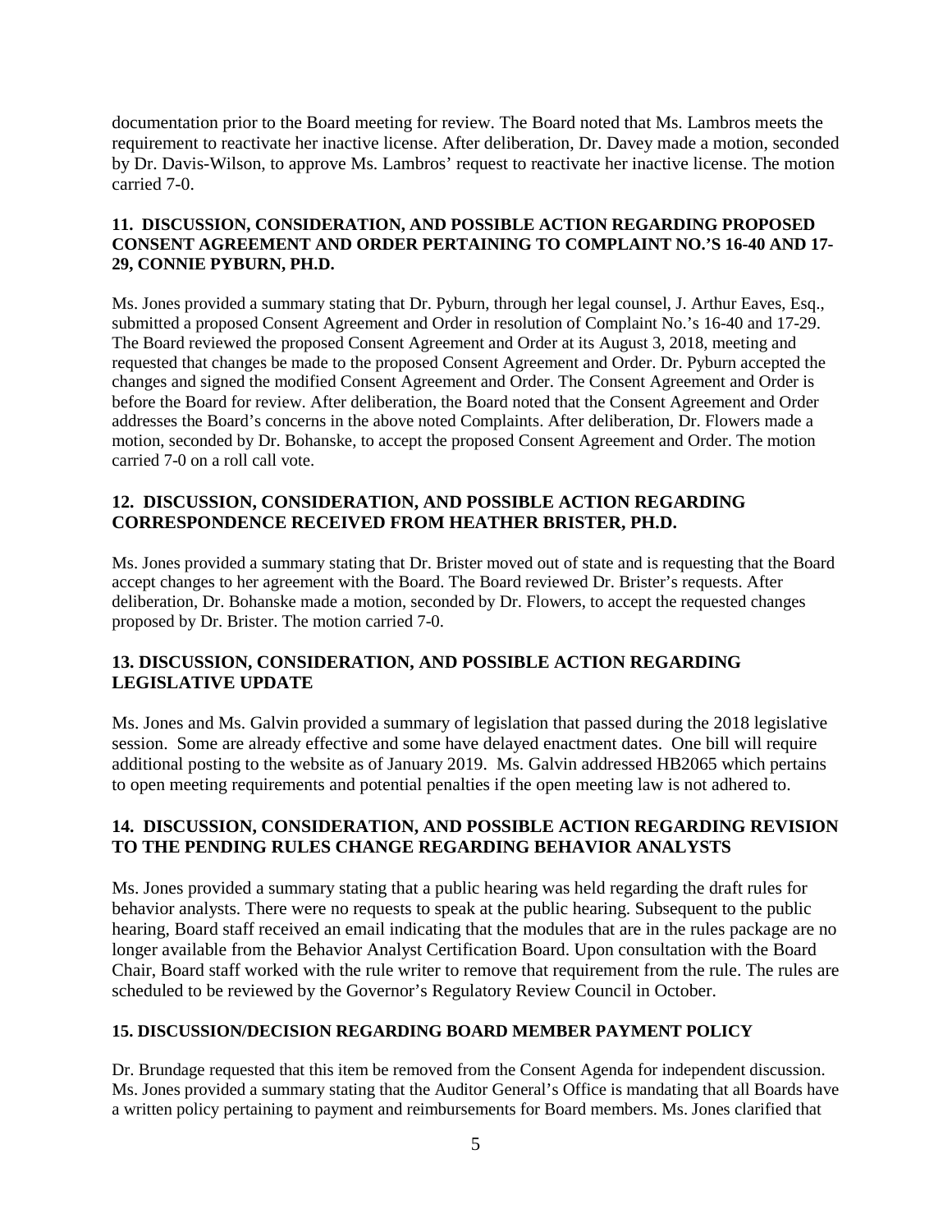documentation prior to the Board meeting for review. The Board noted that Ms. Lambros meets the requirement to reactivate her inactive license. After deliberation, Dr. Davey made a motion, seconded by Dr. Davis-Wilson, to approve Ms. Lambros' request to reactivate her inactive license. The motion carried 7-0.

### 11. DISCUSSION, CONSIDERATION, AND POSSIBLE ACTION REGARDING PROPOSED CONSENT AGREEMENT AND ORDER PERTAINING TO COMPLAINT NO.'S 16-40 AND 17-29, CONNIE PYBURN, PH.D.

Ms. Jones provided a summary stating that Dr. Pyburn, through her legal counsel, J. Arthur Eaves, Esq., submitted a proposed Consent Agreement and Order in resolution of Complaint No.'s 16-40 and 17-29. The Board reviewed the proposed Consent Agreement and Order at its August 3, 2018, meeting and requested that changes be made to the proposed Consent Agreement and Order. Dr. Pyburn accepted the changes and signed the modified Consent Agreement and Order. The Consent Agreement and Order is before the Board for review. After deliberation, the Board noted that the Consent Agreement and Order addresses the Board's concerns in the above noted Complaints. After deliberation, Dr. Flowers made a motion, seconded by Dr. Bohanske, to accept the proposed Consent Agreement and Order. The motion carried 7-0 on a roll call vote.

### 12. DISCUSSION, CONSIDERATION, AND POSSIBLE ACTION REGARDING CORRESPONDENCE RECEIVED FROM HEATHER BRISTER, PH.D.

Ms. Jones provided a summary stating that Dr. Brister moved out of state and is requesting that the Board accept changes to her agreement with the Board. The Board reviewed Dr. Brister's requests. After deliberation, Dr. Bohanske made a motion, seconded by Dr. Flowers, to accept the requested changes proposed by Dr. Brister. The motion carried 7-0.

### 13. DISCUSSION, CONSIDERATION, AND POSSIBLE ACTION REGARDING LEGISLATIVE UPDATE

Ms. Jones and Ms. Galvin provided a summary of legislation that passed during the 2018 legislative session. Some are already effective and some have delayed enactment dates. One bill will require additional posting to the website as of January 2019. Ms. Galvin addressed HB2065 which pertains to open meeting requirements and potential penalties if the open meeting law is not adhered to.

### 14. DISCUSSION, CONSIDERATION, AND POSSIBLE ACTION REGARDING REVISION TO THE PENDING RULES CHANGE REGARDING BEHAVIOR ANALYSTS

Ms. Jones provided a summary stating that a public hearing was held regarding the draft rules for behavior analysts. There were no requests to speak at the public hearing. Subsequent to the public hearing, Board staff received an email indicating that the modules that are in the rules package are no longer available from the Behavior Analyst Certification Board. Upon consultation with the Board Chair, Board staff worked with the rule writer to remove that requirement from the rule. The rules are scheduled to be reviewed by the Governor's Regulatory Review Council in October.

### 15. DISCUSSION/DECISION REGARDING BOARD MEMBER PAYMENT POLICY

Dr. Brundage requested that this item be removed from the Consent Agenda for independent discussion. Ms. Jones provided a summary stating that the Auditor General's Office is mandating that all Boards have a written policy pertaining to payment and reimbursements for Board members. Ms. Jones clarified that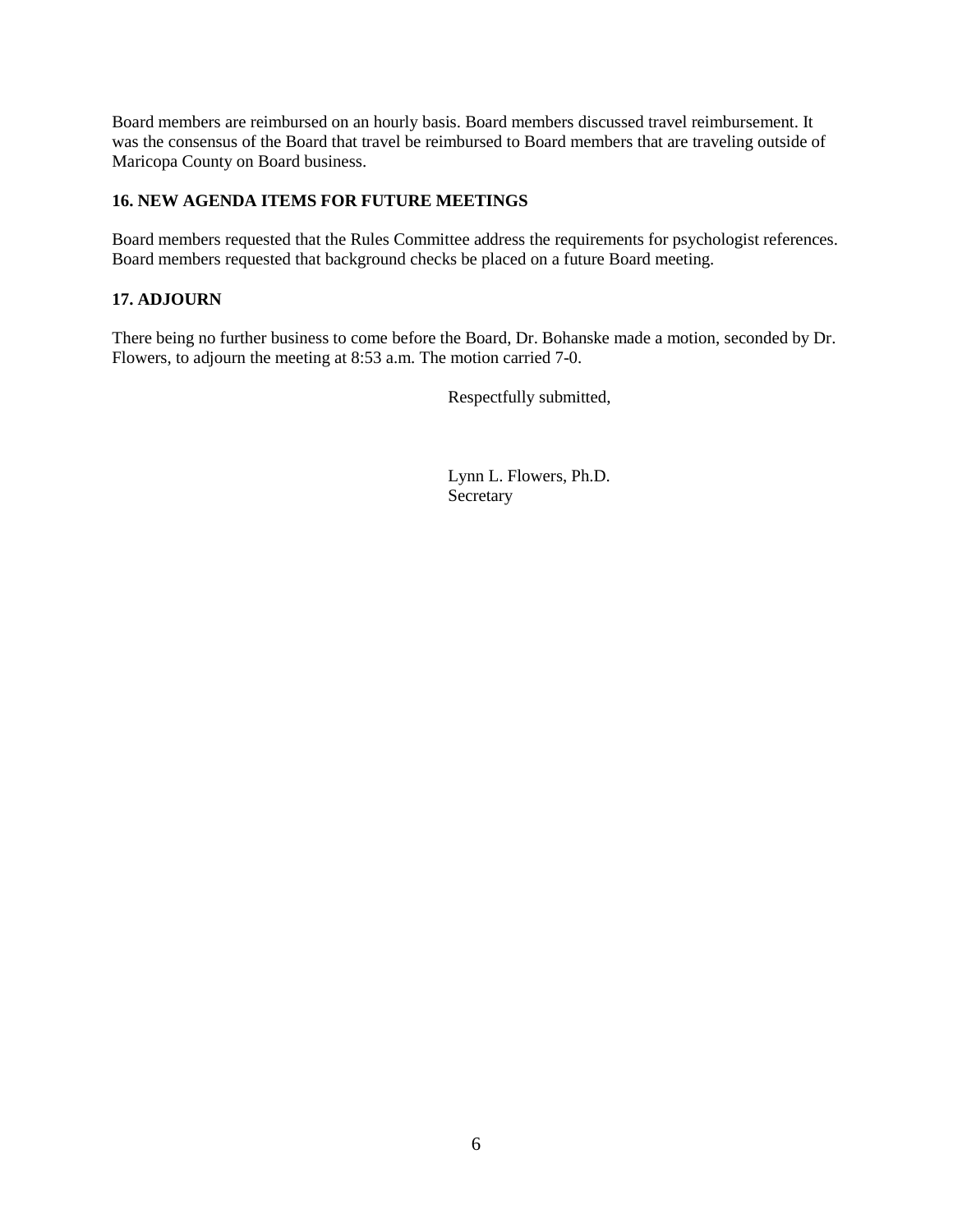Board members are reimbursed on an hourly basis. Board members discussed travel reimbursement. It was the consensus of the Board that travel be reimbursed to Board members that are traveling outside of Maricopa County on Board business.

**16. NEW AGENDA ITEMS FOR FUTURE MEETINGS**

Board members requested that the Rules Committee address the requirements for psychologist references. Board members requested that background checks be placed on a future Board meeting.

**17. ADJOURN**

There being no further business to come before the Board, Dr. Bohanske made a motion, seconded by Dr. Flowers, to adjourn the meeting at 8:53 a.m. The motion carried 7-0.

Respectfully submitted,

Lynn L. Flowers, Ph.D.
Secretary